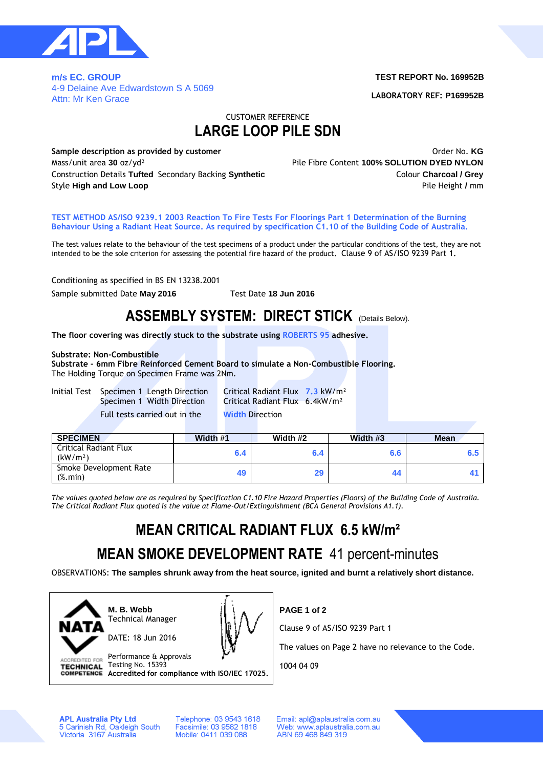**m/s EC. GROUP**
4-9 Delaine Ave Edwardstown S A 5069
Attn: Mr Ken Grace

**TEST REPORT No. 169952B**

**LABORATORY REF: P169952B**

CUSTOMER REFERENCE

# LARGE LOOP PILE SDN

**Sample description as provided by customer**

Order No. **KG**

Mass/unit area **30** oz/yd²

Pile Fibre Content **100% SOLUTION DYED NYLON**

Construction Details **Tufted** Secondary Backing **Synthetic**

Colour **Charcoal / Grey**

Style **High and Low Loop**

Pile Height **/** mm

**TEST METHOD AS/ISO 9239.1 2003 Reaction To Fire Tests For Floorings Part 1 Determination of the Burning Behaviour Using a Radiant Heat Source. As required by specification C1.10 of the Building Code of Australia.**

The test values relate to the behaviour of the test specimens of a product under the particular conditions of the test, they are not intended to be the sole criterion for assessing the potential fire hazard of the product. Clause 9 of AS/ISO 9239 Part 1.

Conditioning as specified in BS EN 13238.2001

Sample submitted Date **May 2016** Test Date **18 Jun 2016**

## ASSEMBLY SYSTEM: DIRECT STICK (Details Below).

**The floor covering was directly stuck to the substrate using ROBERTS 95 adhesive.**

**Substrate: Non-Combustible**
**Substrate - 6mm Fibre Reinforced Cement Board to simulate a Non-Combustible Flooring.**
The Holding Torque on Specimen Frame was 2Nm.

Initial Test Specimen 1 Length Direction Critical Radiant Flux 7.3 kW/m²
Specimen 1 Width Direction Critical Radiant Flux 6.4kW/m²
Full tests carried out in the Width Direction

| SPECIMEN | Width #1 | Width #2 | Width #3 | Mean |
|---|---|---|---|---|
| Critical Radiant Flux (kW/m²) | 6.4 | 6.4 | 6.6 | 6.5 |
| Smoke Development Rate (%.min) | 49 | 29 | 44 | 41 |

*The values quoted below are as required by Specification C1.10 Fire Hazard Properties (Floors) of the Building Code of Australia. The Critical Radiant Flux quoted is the value at Flame-Out/Extinguishment (BCA General Provisions A1.1).*

## MEAN CRITICAL RADIANT FLUX 6.5 kW/m²

## MEAN SMOKE DEVELOPMENT RATE 41 percent-minutes

OBSERVATIONS: **The samples shrunk away from the heat source, ignited and burnt a relatively short distance.**

NATA
ACCREDITED FOR TECHNICAL COMPETENCE

**M. B. Webb**
Technical Manager

DATE: 18 Jun 2016

Performance & Approvals
Testing No. 15393
**Accredited for compliance with ISO/IEC 17025.**

**PAGE 1 of 2**

Clause 9 of AS/ISO 9239 Part 1

The values on Page 2 have no relevance to the Code.

1004 04 09

**APL Australia Pty Ltd**
5 Carinish Rd, Oakleigh South
Victoria 3167 Australia

Telephone: 03 9543 1618
Facsimile: 03 9562 1818
Mobile: 0411 039 088

Email: apl@aplaustralia.com.au
Web: www.aplaustralia.com.au
ABN 69 468 849 319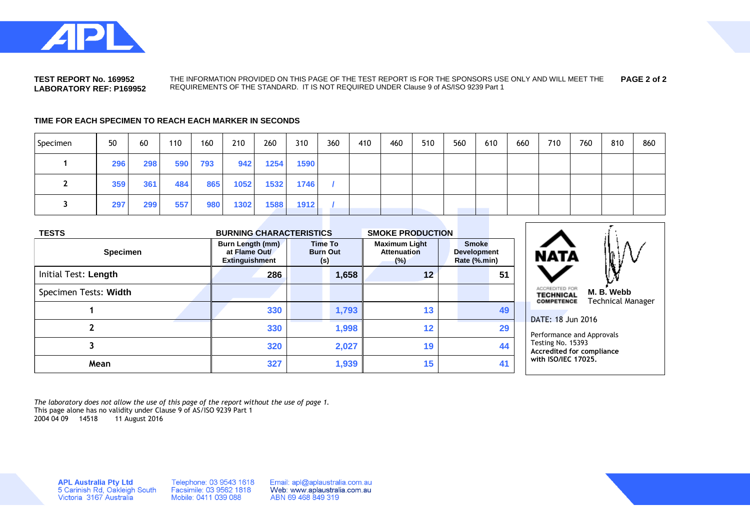**TEST REPORT No. 169952**
**LABORATORY REF: P169952**

THE INFORMATION PROVIDED ON THIS PAGE OF THE TEST REPORT IS FOR THE SPONSORS USE ONLY AND WILL MEET THE REQUIREMENTS OF THE STANDARD. IT IS NOT REQUIRED UNDER Clause 9 of AS/ISO 9239 Part 1

**PAGE 2 of 2**

### TIME FOR EACH SPECIMEN TO REACH EACH MARKER IN SECONDS

| Specimen | 50 | 60 | 110 | 160 | 210 | 260 | 310 | 360 | 410 | 460 | 510 | 560 | 610 | 660 | 710 | 760 | 810 | 860 |
|---|---|---|---|---|---|---|---|---|---|---|---|---|---|---|---|---|---|---|
| 1 | 296 | 298 | 590 | 793 | 942 | 1254 | 1590 | | | | | | | | | | | |
| 2 | 359 | 361 | 484 | 865 | 1052 | 1532 | 1746 | / | | | | | | | | | | |
| 3 | 297 | 299 | 557 | 980 | 1302 | 1588 | 1912 | / | | | | | | | | | | |

| TESTS | BURNING CHARACTERISTICS | | SMOKE PRODUCTION | |
|---|---|---|---|---|
| Specimen | Burn Length (mm) at Flame Out/ Extinguishment | Time To Burn Out (s) | Maximum Light Attenuation (%) | Smoke Development Rate (%.min) |
| Initial Test: **Length** | 286 | 1,658 | 12 | 51 |
| Specimen Tests: **Width** | | | | |
| 1 | 330 | 1,793 | 13 | 49 |
| 2 | 330 | 1,998 | 12 | 29 |
| 3 | 320 | 2,027 | 19 | 44 |
| **Mean** | 327 | 1,939 | 15 | 41 |

NATA
ACCREDITED FOR TECHNICAL COMPETENCE

**M. B. Webb**
Technical Manager

DATE: 18 Jun 2016

Performance and Approvals Testing No. 15393
**Accredited for compliance with ISO/IEC 17025.**

*The laboratory does not allow the use of this page of the report without the use of page 1.*
This page alone has no validity under Clause 9 of AS/ISO 9239 Part 1
2004 04 09 14518 11 August 2016

**APL Australia Pty Ltd**
5 Carinish Rd, Oakleigh South
Victoria 3167 Australia

Telephone: 03 9543 1618
Facsimile: 03 9562 1818
Mobile: 0411 039 088

Email: apl@aplaustralia.com.au
Web: www.aplaustralia.com.au
ABN 69 468 849 319